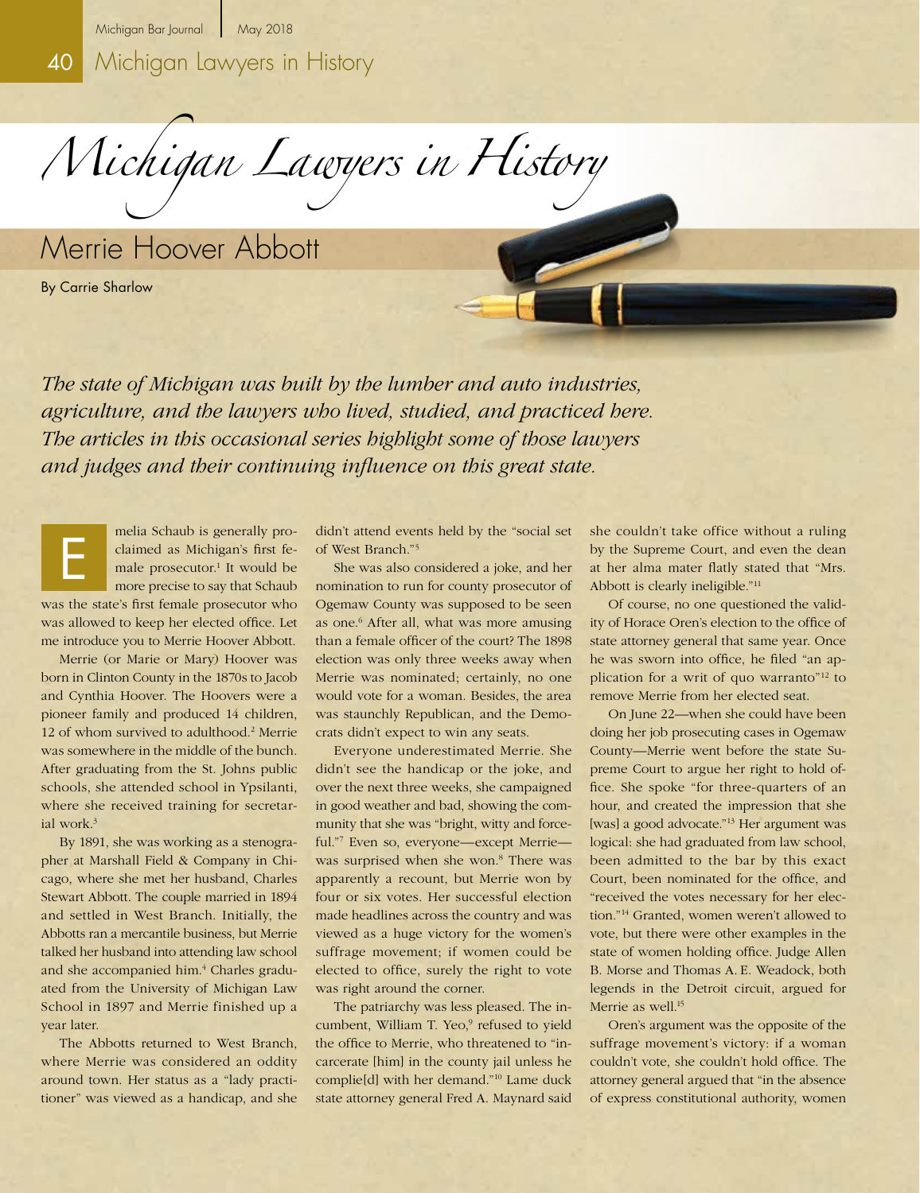# Michigan Lawyers in History

## Merrie Hoover Abbott

By Carrie Sharlow

*The state of Michigan was built by the lumber and auto industries, agriculture, and the lawyers who lived, studied, and practiced here. The articles in this occasional series highlight some of those lawyers and judges and their continuing influence on this great state.*

Emelia Schaub is generally proclaimed as Michigan's first female prosecutor.[1] It would be more precise to say that Schaub was the state's first female prosecutor who was allowed to keep her elected office. Let me introduce you to Merrie Hoover Abbott.

Merrie (or Marie or Mary) Hoover was born in Clinton County in the 1870s to Jacob and Cynthia Hoover. The Hoovers were a pioneer family and produced 14 children, 12 of whom survived to adulthood.[2] Merrie was somewhere in the middle of the bunch. After graduating from the St. Johns public schools, she attended school in Ypsilanti, where she received training for secretarial work.[3]

By 1891, she was working as a stenographer at Marshall Field & Company in Chicago, where she met her husband, Charles Stewart Abbott. The couple married in 1894 and settled in West Branch. Initially, the Abbotts ran a mercantile business, but Merrie talked her husband into attending law school and she accompanied him.[4] Charles graduated from the University of Michigan Law School in 1897 and Merrie finished up a year later.

The Abbotts returned to West Branch, where Merrie was considered an oddity around town. Her status as a "lady practitioner" was viewed as a handicap, and she didn't attend events held by the "social set of West Branch."[5]

She was also considered a joke, and her nomination to run for county prosecutor of Ogemaw County was supposed to be seen as one.[6] After all, what was more amusing than a female officer of the court? The 1898 election was only three weeks away when Merrie was nominated; certainly, no one would vote for a woman. Besides, the area was staunchly Republican, and the Democrats didn't expect to win any seats.

Everyone underestimated Merrie. She didn't see the handicap or the joke, and over the next three weeks, she campaigned in good weather and bad, showing the community that she was "bright, witty and forceful."[7] Even so, everyone—except Merrie—was surprised when she won.[8] There was apparently a recount, but Merrie won by four or six votes. Her successful election made headlines across the country and was viewed as a huge victory for the women's suffrage movement; if women could be elected to office, surely the right to vote was right around the corner.

The patriarchy was less pleased. The incumbent, William T. Yeo,[9] refused to yield the office to Merrie, who threatened to "incarcerate [him] in the county jail unless he complie[d] with her demand."[10] Lame duck state attorney general Fred A. Maynard said she couldn't take office without a ruling by the Supreme Court, and even the dean at her alma mater flatly stated that "Mrs. Abbott is clearly ineligible."[11]

Of course, no one questioned the validity of Horace Oren's election to the office of state attorney general that same year. Once he was sworn into office, he filed "an application for a writ of quo warranto"[12] to remove Merrie from her elected seat.

On June 22—when she could have been doing her job prosecuting cases in Ogemaw County—Merrie went before the state Supreme Court to argue her right to hold office. She spoke "for three-quarters of an hour, and created the impression that she [was] a good advocate."[13] Her argument was logical: she had graduated from law school, been admitted to the bar by this exact Court, been nominated for the office, and "received the votes necessary for her election."[14] Granted, women weren't allowed to vote, but there were other examples in the state of women holding office. Judge Allen B. Morse and Thomas A. E. Weadock, both legends in the Detroit circuit, argued for Merrie as well.[15]

Oren's argument was the opposite of the suffrage movement's victory: if a woman couldn't vote, she couldn't hold office. The attorney general argued that "in the absence of express constitutional authority, women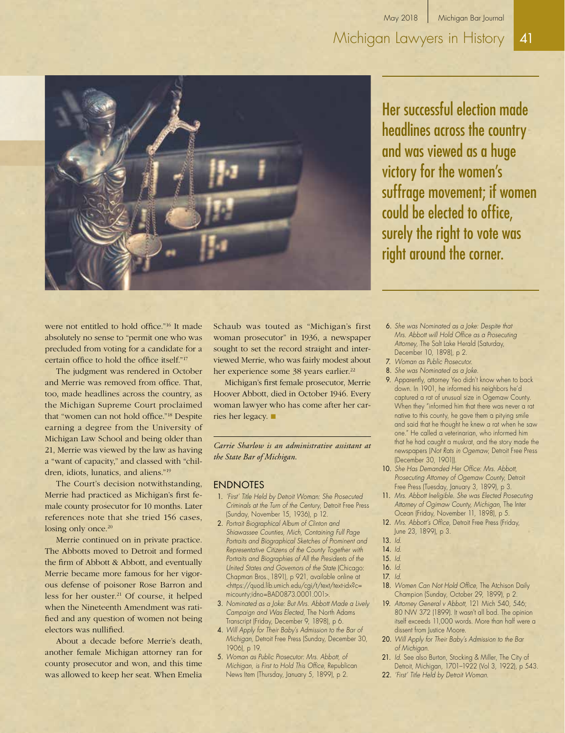Her successful election made headlines across the country and was viewed as a huge victory for the women's suffrage movement; if women could be elected to office, surely the right to vote was right around the corner.

were not entitled to hold office."[16] It made absolutely no sense to "permit one who was precluded from voting for a candidate for a certain office to hold the office itself."[17]

The judgment was rendered in October and Merrie was removed from office. That, too, made headlines across the country, as the Michigan Supreme Court proclaimed that "women can not hold office."[18] Despite earning a degree from the University of Michigan Law School and being older than 21, Merrie was viewed by the law as having a "want of capacity," and classed with "children, idiots, lunatics, and aliens."[19]

The Court's decision notwithstanding, Merrie had practiced as Michigan's first female county prosecutor for 10 months. Later references note that she tried 156 cases, losing only once.[20]

Merrie continued on in private practice. The Abbotts moved to Detroit and formed the firm of Abbott & Abbott, and eventually Merrie became more famous for her vigorous defense of poisoner Rose Barron and less for her ouster.[21] Of course, it helped when the Nineteenth Amendment was ratified and any question of women not being electors was nullified.

About a decade before Merrie's death, another female Michigan attorney ran for county prosecutor and won, and this time was allowed to keep her seat. When Emelia Schaub was touted as "Michigan's first woman prosecutor" in 1936, a newspaper sought to set the record straight and interviewed Merrie, who was fairly modest about her experience some 38 years earlier.[22]

Michigan's first female prosecutor, Merrie Hoover Abbott, died in October 1946. Every woman lawyer who has come after her carries her legacy. ■

*Carrie Sharlow is an administrative assistant at the State Bar of Michigan.*

## ENDNOTES

1. *'First' Title Held by Detroit Woman: She Prosecuted Criminals at the Turn of the Century*, Detroit Free Press (Sunday, November 15, 1936), p 12.
2. *Portrait Biographical Album of Clinton and Shiawassee Counties, Mich, Containing Full Page Portraits and Biographical Sketches of Prominent and Representative Citizens of the County Together with Portraits and Biographies of All the Presidents of the United States and Governors of the State* (Chicago: Chapman Bros., 1891), p 921, available online at <https://quod.lib.umich.edu/cgi/t/text/text-idx?c=micounty;idno=BAD0873.0001.001>.
3. *Nominated as a Joke: But Mrs. Abbott Made a Lively Campaign and Was Elected*, The North Adams Transcript (Friday, December 9, 1898), p 6.
4. *Will Apply for Their Baby's Admission to the Bar of Michigan*, Detroit Free Press (Sunday, December 30, 1906), p 19.
5. *Woman as Public Prosecutor: Mrs. Abbott, of Michigan, is First to Hold This Office*, Republican News Item (Thursday, January 5, 1899), p 2.
6. *She was Nominated as a Joke: Despite that Mrs. Abbott will Hold Office as a Prosecuting Attorney*, The Salt Lake Herald (Saturday, December 10, 1898), p 2.
7. *Woman as Public Prosecutor.*
8. *She was Nominated as a Joke.*
9. Apparently, attorney Yeo didn't know when to back down. In 1901, he informed his neighbors he'd captured a rat of unusual size in Ogemaw County. When they "informed him that there was never a rat native to this county, he gave them a pitying smile and said that he thought he knew a rat when he saw one." He called a veterinarian, who informed him that he had caught a muskrat, and the story made the newspapers (*Not Rats in Ogemaw*, Detroit Free Press (December 30, 1901)).
10. *She Has Demanded Her Office: Mrs. Abbott, Prosecuting Attorney of Ogemaw County*, Detroit Free Press (Tuesday, January 3, 1899), p 3.
11. *Mrs. Abbott Ineligible. She was Elected Prosecuting Attorney of Ogimaw County, Michigan*, The Inter Ocean (Friday, November 11, 1898), p 5.
12. *Mrs. Abbott's Office*, Detroit Free Press (Friday, June 23, 1899), p 3.
13. *Id.*
14. *Id.*
15. *Id.*
16. *Id.*
17. *Id.*
18. *Women Can Not Hold Office*, The Atchison Daily Champion (Sunday, October 29, 1899), p 2.
19. *Attorney General v Abbott*, 121 Mich 540, 546; 80 NW 372 (1899). It wasn't all bad. The opinion itself exceeds 11,000 words. More than half were a dissent from Justice Moore.
20. *Will Apply for Their Baby's Admission to the Bar of Michigan.*
21. *Id.* See also Burton, Stocking & Miller, The City of Detroit, Michigan, 1701–1922 (Vol 3, 1922), p 543.
22. *'First' Title Held by Detroit Woman.*